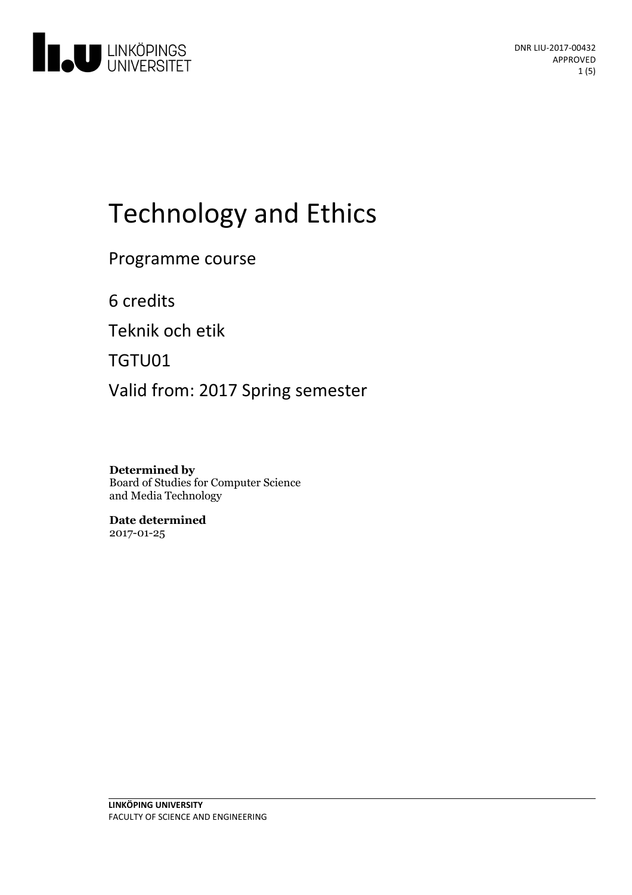DNR LIU-2017-00432
APPROVED

# Technology and Ethics

Programme course

6 credits

Teknik och etik

TGTU01

Valid from: 2017 Spring semester

**Determined by**
Board of Studies for Computer Science and Media Technology

**Date determined**
2017-01-25

**LINKÖPING UNIVERSITY**
FACULTY OF SCIENCE AND ENGINEERING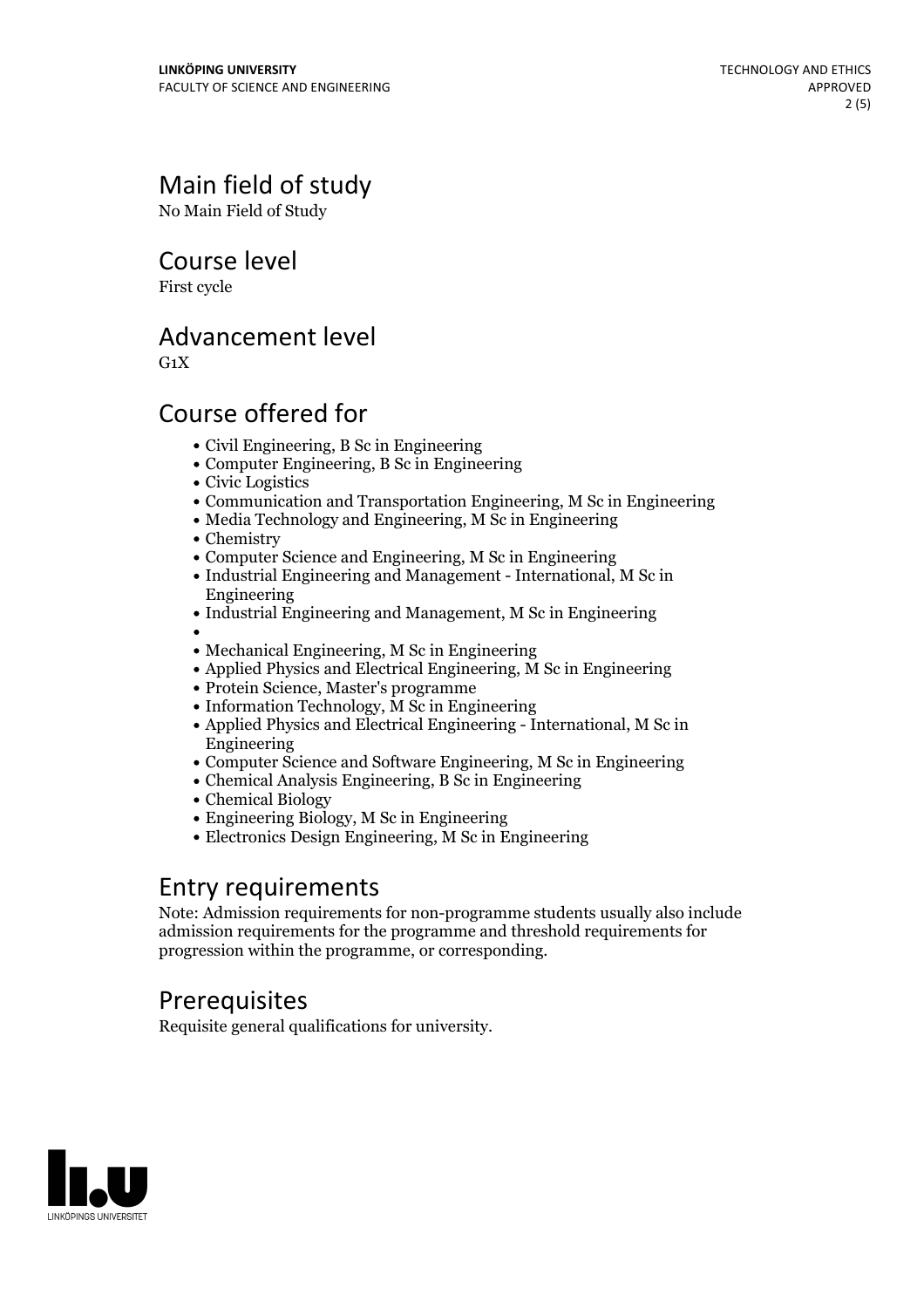## Main field of study

No Main Field of Study

## Course level

First cycle

## Advancement level

G1X

## Course offered for

- Civil Engineering, B Sc in Engineering
- Computer Engineering, B Sc in Engineering
- Civic Logistics
- Communication and Transportation Engineering, M Sc in Engineering
- Media Technology and Engineering, M Sc in Engineering
- Chemistry
- Computer Science and Engineering, M Sc in Engineering
- Industrial Engineering and Management - International, M Sc in Engineering
- Industrial Engineering and Management, M Sc in Engineering
-
- Mechanical Engineering, M Sc in Engineering
- Applied Physics and Electrical Engineering, M Sc in Engineering
- Protein Science, Master's programme
- Information Technology, M Sc in Engineering
- Applied Physics and Electrical Engineering - International, M Sc in Engineering
- Computer Science and Software Engineering, M Sc in Engineering
- Chemical Analysis Engineering, B Sc in Engineering
- Chemical Biology
- Engineering Biology, M Sc in Engineering
- Electronics Design Engineering, M Sc in Engineering

## Entry requirements

Note: Admission requirements for non-programme students usually also include admission requirements for the programme and threshold requirements for progression within the programme, or corresponding.

## Prerequisites

Requisite general qualifications for university.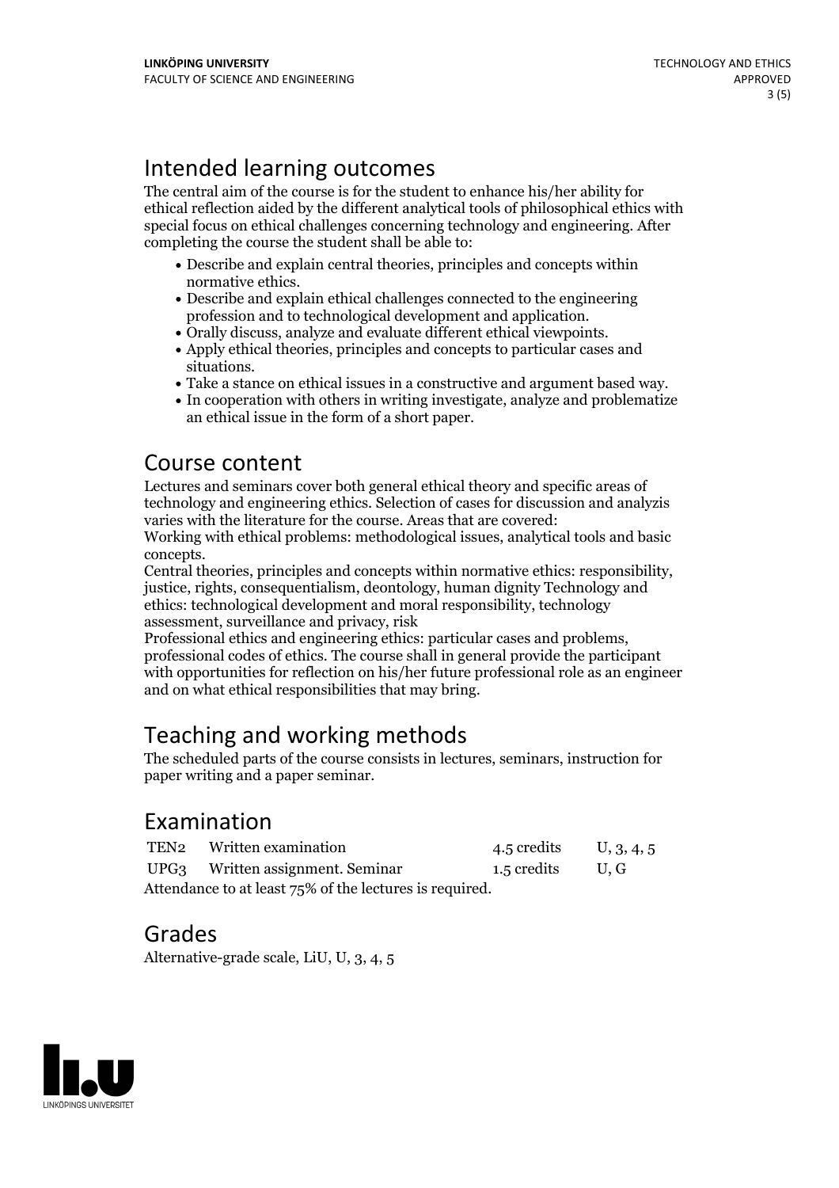## Intended learning outcomes

The central aim of the course is for the student to enhance his/her ability for ethical reflection aided by the different analytical tools of philosophical ethics with special focus on ethical challenges concerning technology and engineering. After completing the course the student shall be able to:

- Describe and explain central theories, principles and concepts within normative ethics.
- Describe and explain ethical challenges connected to the engineering profession and to technological development and application.
- Orally discuss, analyze and evaluate different ethical viewpoints.
- Apply ethical theories, principles and concepts to particular cases and situations.
- Take a stance on ethical issues in a constructive and argument based way.
- In cooperation with others in writing investigate, analyze and problematize an ethical issue in the form of a short paper.

## Course content

Lectures and seminars cover both general ethical theory and specific areas of technology and engineering ethics. Selection of cases for discussion and analyzis varies with the literature for the course. Areas that are covered:
Working with ethical problems: methodological issues, analytical tools and basic concepts.
Central theories, principles and concepts within normative ethics: responsibility, justice, rights, consequentialism, deontology, human dignity Technology and ethics: technological development and moral responsibility, technology assessment, surveillance and privacy, risk
Professional ethics and engineering ethics: particular cases and problems, professional codes of ethics. The course shall in general provide the participant with opportunities for reflection on his/her future professional role as an engineer and on what ethical responsibilities that may bring.

## Teaching and working methods

The scheduled parts of the course consists in lectures, seminars, instruction for paper writing and a paper seminar.

## Examination

| | | | |
|---|---|---|---|
| TEN2 | Written examination | 4.5 credits | U, 3, 4, 5 |
| UPG3 | Written assignment. Seminar | 1.5 credits | U, G |

Attendance to at least 75% of the lectures is required.

## Grades

Alternative-grade scale, LiU, U, 3, 4, 5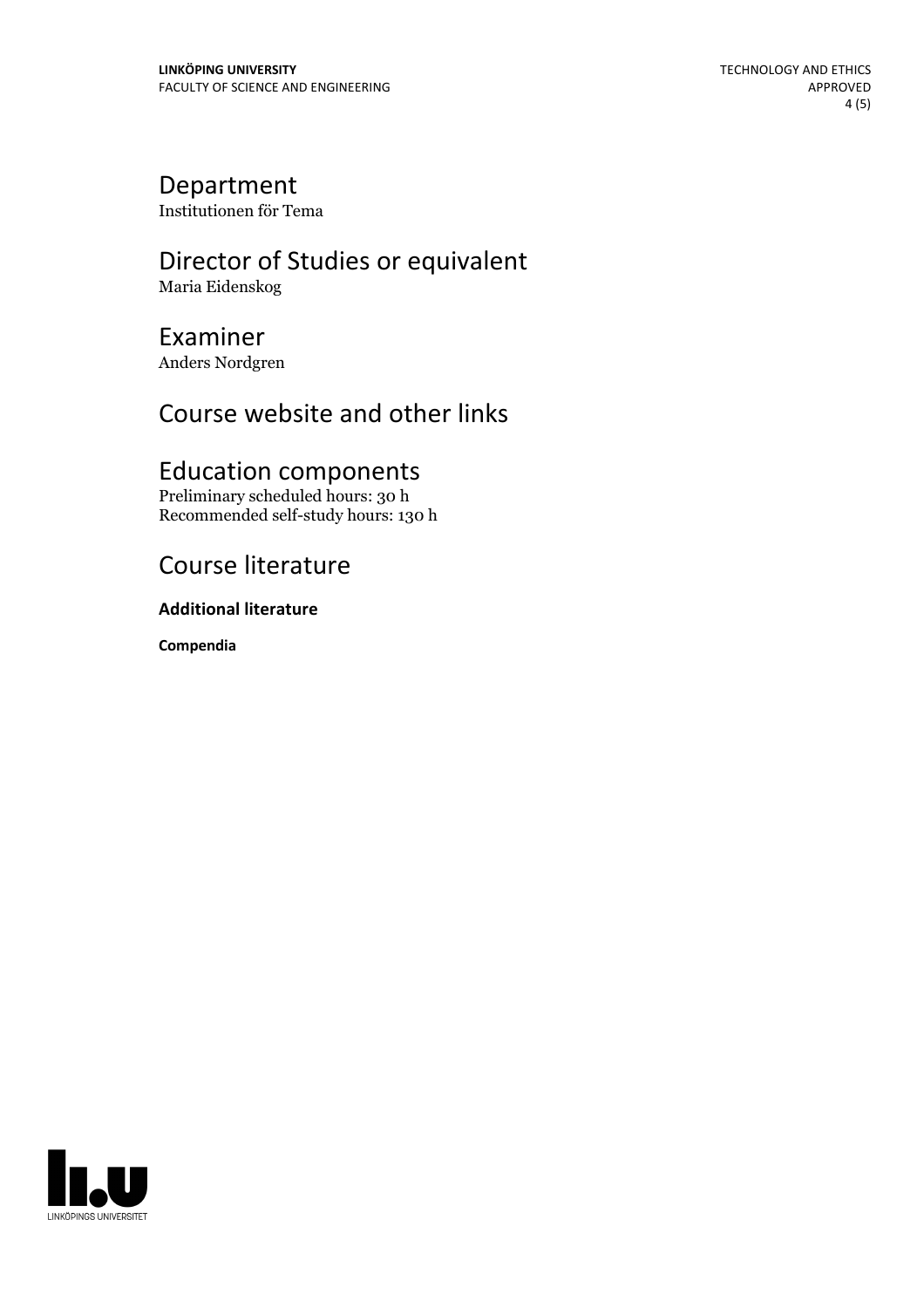## Department
Institutionen för Tema

## Director of Studies or equivalent
Maria Eidenskog

## Examiner
Anders Nordgren

## Course website and other links

## Education components
Preliminary scheduled hours: 30 h
Recommended self-study hours: 130 h

## Course literature

**Additional literature**

**Compendia**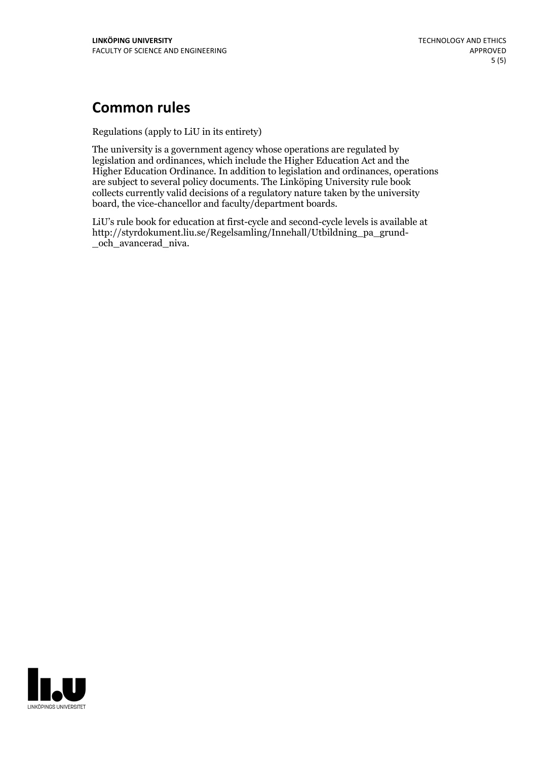## Common rules

Regulations (apply to LiU in its entirety)

The university is a government agency whose operations are regulated by legislation and ordinances, which include the Higher Education Act and the Higher Education Ordinance. In addition to legislation and ordinances, operations are subject to several policy documents. The Linköping University rule book collects currently valid decisions of a regulatory nature taken by the university board, the vice-chancellor and faculty/department boards.

LiU's rule book for education at first-cycle and second-cycle levels is available at http://styrdokument.liu.se/Regelsamling/Innehall/Utbildning_pa_grund-_och_avancerad_niva.